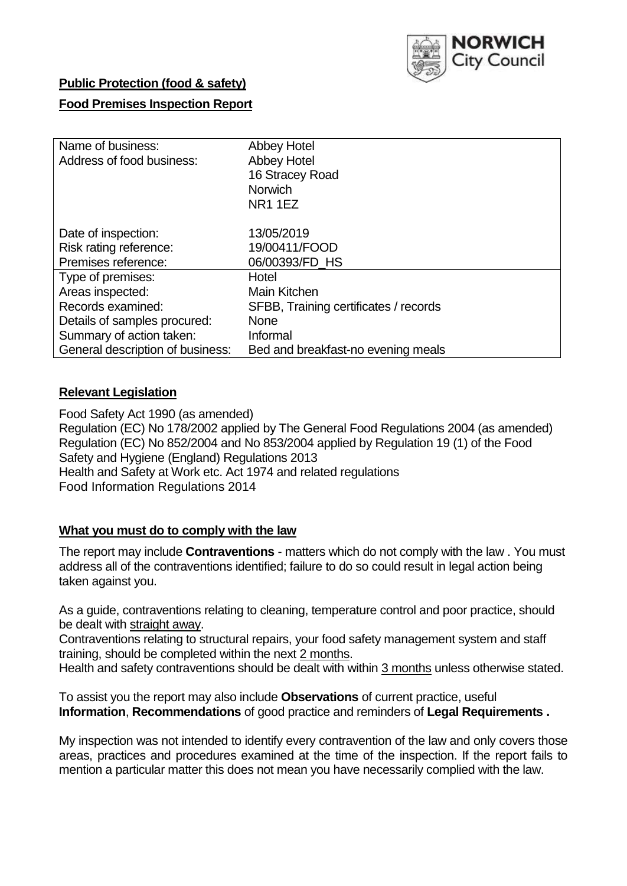NORWICH City Council

**Public Protection (food & safety)**

**Food Premises Inspection Report**

| | |
|---|---|
| Name of business: | Abbey Hotel |
| Address of food business: | Abbey Hotel<br>16 Stracey Road<br>Norwich<br>NR1 1EZ |
| Date of inspection: | 13/05/2019 |
| Risk rating reference: | 19/00411/FOOD |
| Premises reference: | 06/00393/FD_HS |
| Type of premises: | Hotel |
| Areas inspected: | Main Kitchen |
| Records examined: | SFBB, Training certificates / records |
| Details of samples procured: | None |
| Summary of action taken: | Informal |
| General description of business: | Bed and breakfast-no evening meals |

## Relevant Legislation

Food Safety Act 1990 (as amended)
Regulation (EC) No 178/2002 applied by The General Food Regulations 2004 (as amended)
Regulation (EC) No 852/2004 and No 853/2004 applied by Regulation 19 (1) of the Food Safety and Hygiene (England) Regulations 2013
Health and Safety at Work etc. Act 1974 and related regulations
Food Information Regulations 2014

## What you must do to comply with the law

The report may include **Contraventions** - matters which do not comply with the law . You must address all of the contraventions identified; failure to do so could result in legal action being taken against you.

As a guide, contraventions relating to cleaning, temperature control and poor practice, should be dealt with straight away.
Contraventions relating to structural repairs, your food safety management system and staff training, should be completed within the next 2 months.
Health and safety contraventions should be dealt with within 3 months unless otherwise stated.

To assist you the report may also include **Observations** of current practice, useful **Information**, **Recommendations** of good practice and reminders of **Legal Requirements .**

My inspection was not intended to identify every contravention of the law and only covers those areas, practices and procedures examined at the time of the inspection. If the report fails to mention a particular matter this does not mean you have necessarily complied with the law.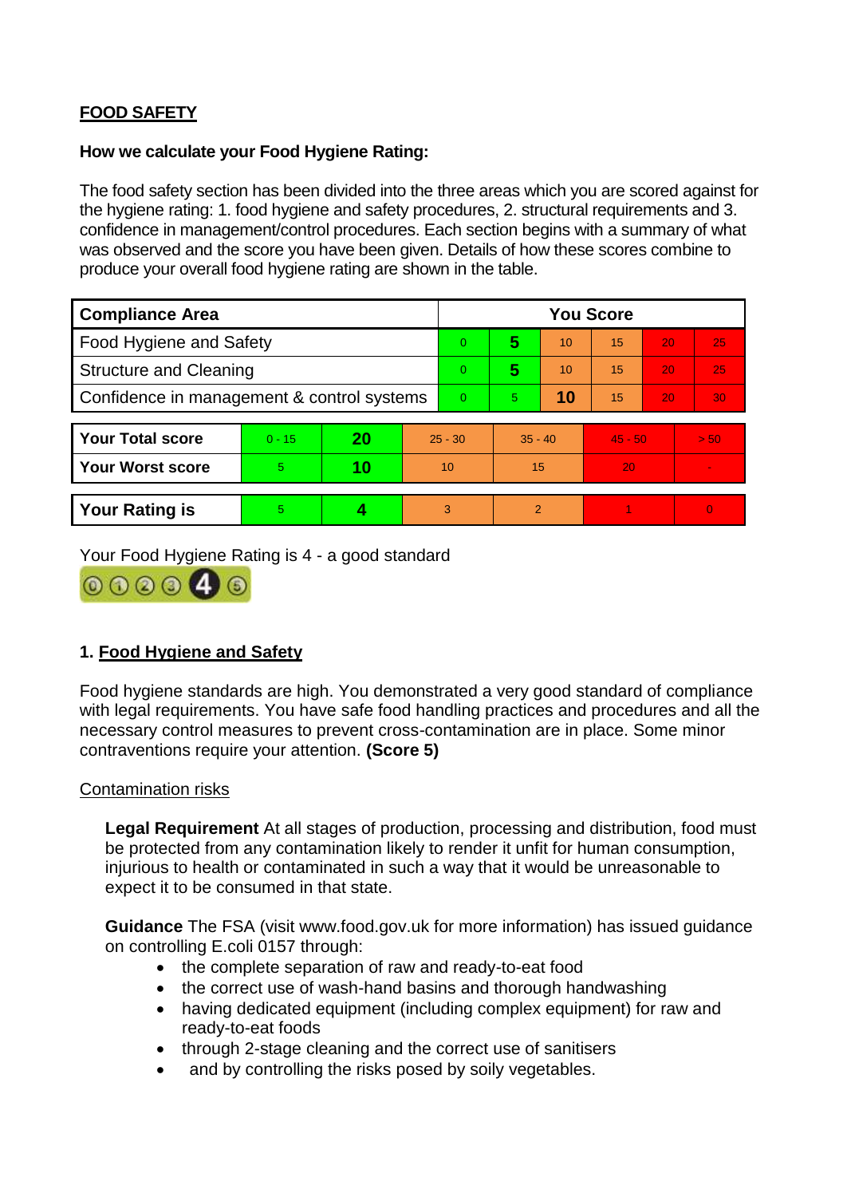**FOOD SAFETY**

**How we calculate your Food Hygiene Rating:**

The food safety section has been divided into the three areas which you are scored against for the hygiene rating: 1. food hygiene and safety procedures, 2. structural requirements and 3. confidence in management/control procedures. Each section begins with a summary of what was observed and the score you have been given. Details of how these scores combine to produce your overall food hygiene rating are shown in the table.

| Compliance Area | You Score | | | | | |
|---|---|---|---|---|---|---|
| Food Hygiene and Safety | 0 | **5** | 10 | 15 | 20 | 25 |
| Structure and Cleaning | 0 | **5** | 10 | 15 | 20 | 25 |
| Confidence in management & control systems | 0 | 5 | **10** | 15 | 20 | 30 |

| | | | | | | |
|---|---|---|---|---|---|---|
| **Your Total score** | 0 - 15 | **20** | 25 - 30 | 35 - 40 | 45 - 50 | > 50 |
| **Your Worst score** | 5 | **10** | 10 | 15 | 20 | - |

| | | | | | | |
|---|---|---|---|---|---|---|
| **Your Rating is** | 5 | **4** | 3 | 2 | 1 | 0 |

Your Food Hygiene Rating is 4 - a good standard

## 1. Food Hygiene and Safety

Food hygiene standards are high. You demonstrated a very good standard of compliance with legal requirements. You have safe food handling practices and procedures and all the necessary control measures to prevent cross-contamination are in place. Some minor contraventions require your attention. **(Score 5)**

Contamination risks

**Legal Requirement** At all stages of production, processing and distribution, food must be protected from any contamination likely to render it unfit for human consumption, injurious to health or contaminated in such a way that it would be unreasonable to expect it to be consumed in that state.

**Guidance** The FSA (visit www.food.gov.uk for more information) has issued guidance on controlling E.coli 0157 through:

- the complete separation of raw and ready-to-eat food
- the correct use of wash-hand basins and thorough handwashing
- having dedicated equipment (including complex equipment) for raw and ready-to-eat foods
- through 2-stage cleaning and the correct use of sanitisers
- and by controlling the risks posed by soily vegetables.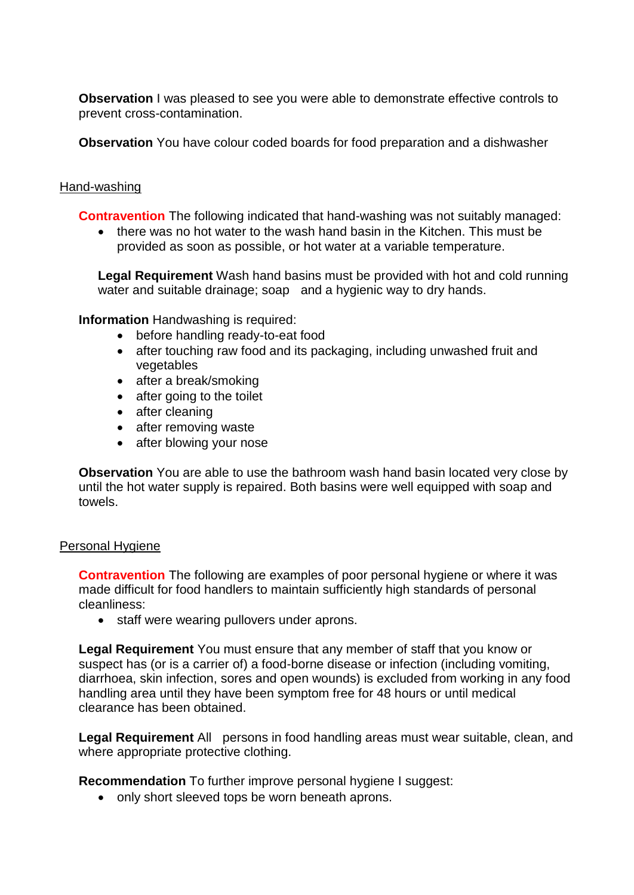**Observation** I was pleased to see you were able to demonstrate effective controls to prevent cross-contamination.

**Observation** You have colour coded boards for food preparation and a dishwasher

Hand-washing

**Contravention** The following indicated that hand-washing was not suitably managed:

- there was no hot water to the wash hand basin in the Kitchen. This must be provided as soon as possible, or hot water at a variable temperature.

**Legal Requirement** Wash hand basins must be provided with hot and cold running water and suitable drainage; soap and a hygienic way to dry hands.

**Information** Handwashing is required:

- before handling ready-to-eat food
- after touching raw food and its packaging, including unwashed fruit and vegetables
- after a break/smoking
- after going to the toilet
- after cleaning
- after removing waste
- after blowing your nose

**Observation** You are able to use the bathroom wash hand basin located very close by until the hot water supply is repaired. Both basins were well equipped with soap and towels.

Personal Hygiene

**Contravention** The following are examples of poor personal hygiene or where it was made difficult for food handlers to maintain sufficiently high standards of personal cleanliness:

- staff were wearing pullovers under aprons.

**Legal Requirement** You must ensure that any member of staff that you know or suspect has (or is a carrier of) a food-borne disease or infection (including vomiting, diarrhoea, skin infection, sores and open wounds) is excluded from working in any food handling area until they have been symptom free for 48 hours or until medical clearance has been obtained.

**Legal Requirement** All persons in food handling areas must wear suitable, clean, and where appropriate protective clothing.

**Recommendation** To further improve personal hygiene I suggest:

- only short sleeved tops be worn beneath aprons.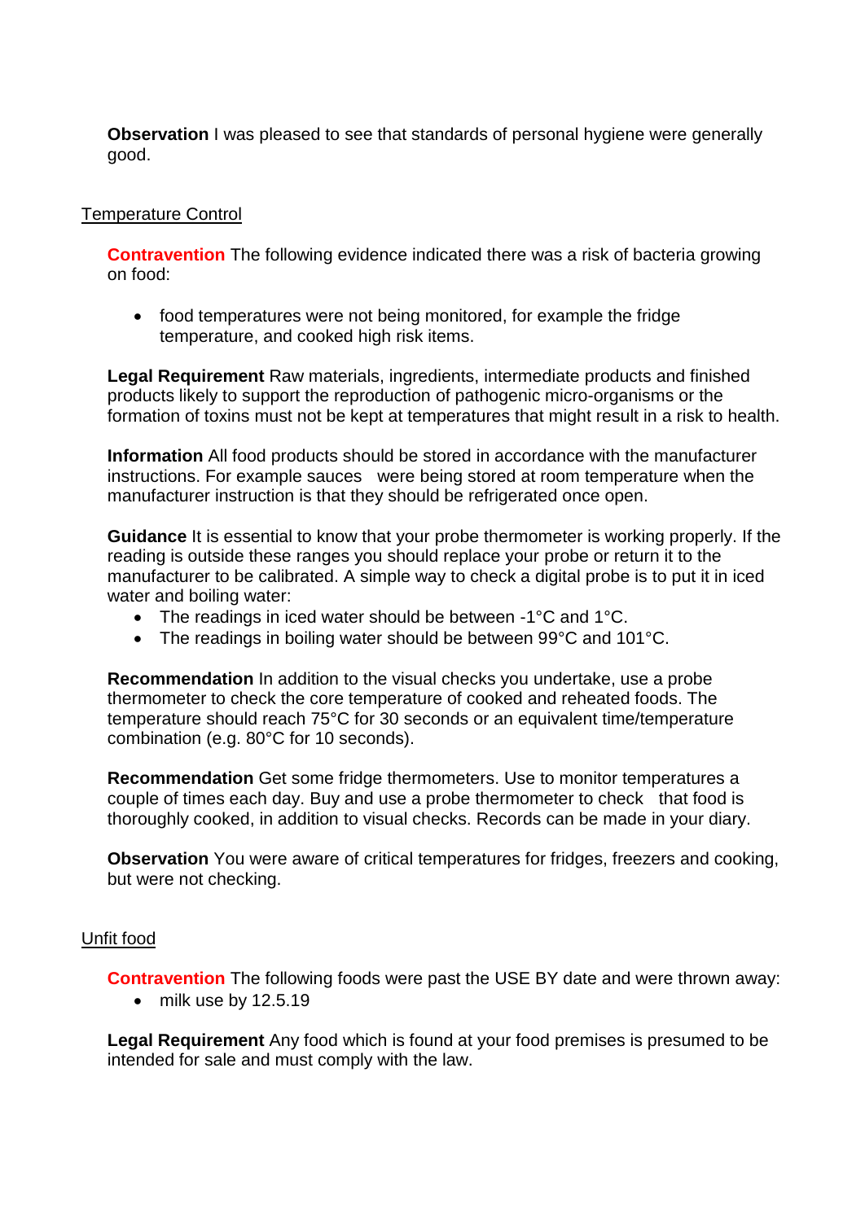**Observation** I was pleased to see that standards of personal hygiene were generally good.

Temperature Control

**Contravention** The following evidence indicated there was a risk of bacteria growing on food:

- food temperatures were not being monitored, for example the fridge temperature, and cooked high risk items.

**Legal Requirement** Raw materials, ingredients, intermediate products and finished products likely to support the reproduction of pathogenic micro-organisms or the formation of toxins must not be kept at temperatures that might result in a risk to health.

**Information** All food products should be stored in accordance with the manufacturer instructions. For example sauces were being stored at room temperature when the manufacturer instruction is that they should be refrigerated once open.

**Guidance** It is essential to know that your probe thermometer is working properly. If the reading is outside these ranges you should replace your probe or return it to the manufacturer to be calibrated. A simple way to check a digital probe is to put it in iced water and boiling water:

- The readings in iced water should be between -1°C and 1°C.
- The readings in boiling water should be between 99°C and 101°C.

**Recommendation** In addition to the visual checks you undertake, use a probe thermometer to check the core temperature of cooked and reheated foods. The temperature should reach 75°C for 30 seconds or an equivalent time/temperature combination (e.g. 80°C for 10 seconds).

**Recommendation** Get some fridge thermometers. Use to monitor temperatures a couple of times each day. Buy and use a probe thermometer to check that food is thoroughly cooked, in addition to visual checks. Records can be made in your diary.

**Observation** You were aware of critical temperatures for fridges, freezers and cooking, but were not checking.

Unfit food

**Contravention** The following foods were past the USE BY date and were thrown away:

- milk use by 12.5.19

**Legal Requirement** Any food which is found at your food premises is presumed to be intended for sale and must comply with the law.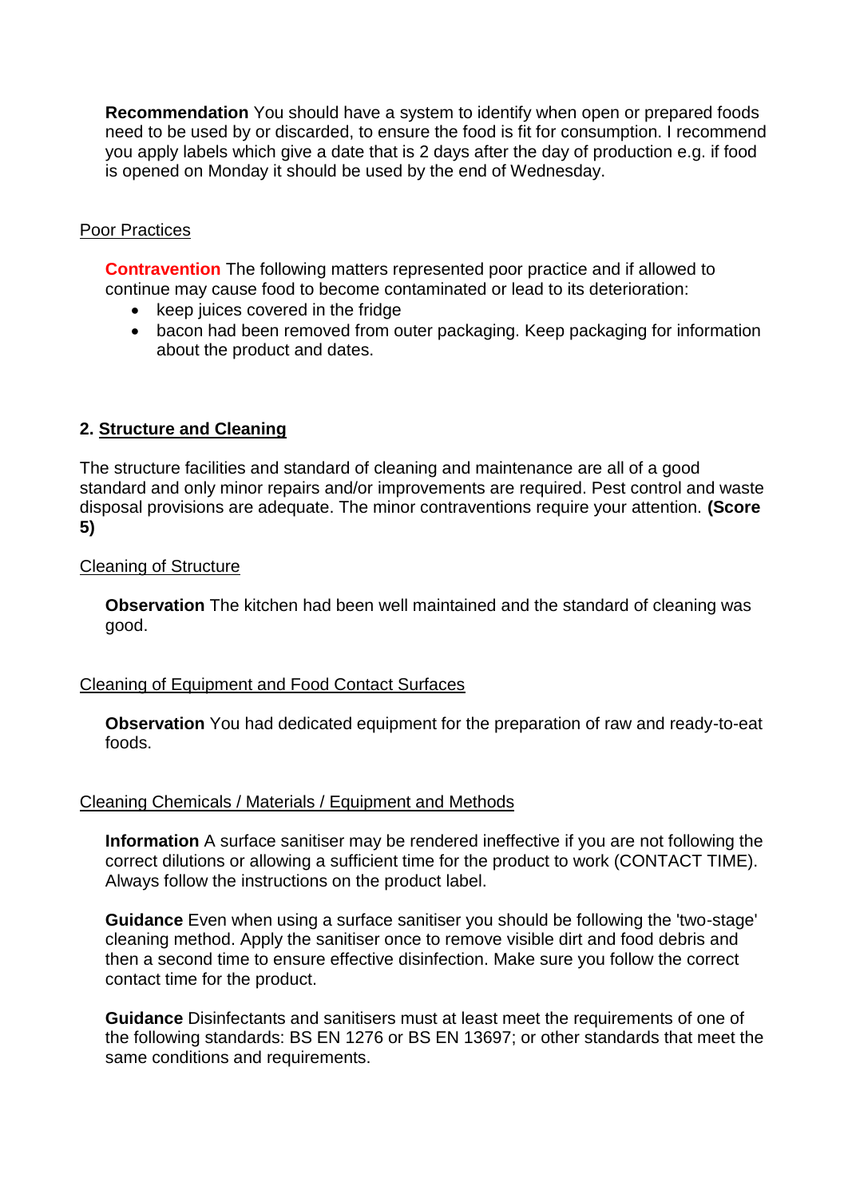**Recommendation** You should have a system to identify when open or prepared foods need to be used by or discarded, to ensure the food is fit for consumption. I recommend you apply labels which give a date that is 2 days after the day of production e.g. if food is opened on Monday it should be used by the end of Wednesday.

Poor Practices

**Contravention** The following matters represented poor practice and if allowed to continue may cause food to become contaminated or lead to its deterioration:

- keep juices covered in the fridge
- bacon had been removed from outer packaging. Keep packaging for information about the product and dates.

## 2. Structure and Cleaning

The structure facilities and standard of cleaning and maintenance are all of a good standard and only minor repairs and/or improvements are required. Pest control and waste disposal provisions are adequate. The minor contraventions require your attention. **(Score 5)**

Cleaning of Structure

**Observation** The kitchen had been well maintained and the standard of cleaning was good.

Cleaning of Equipment and Food Contact Surfaces

**Observation** You had dedicated equipment for the preparation of raw and ready-to-eat foods.

Cleaning Chemicals / Materials / Equipment and Methods

**Information** A surface sanitiser may be rendered ineffective if you are not following the correct dilutions or allowing a sufficient time for the product to work (CONTACT TIME). Always follow the instructions on the product label.

**Guidance** Even when using a surface sanitiser you should be following the 'two-stage' cleaning method. Apply the sanitiser once to remove visible dirt and food debris and then a second time to ensure effective disinfection. Make sure you follow the correct contact time for the product.

**Guidance** Disinfectants and sanitisers must at least meet the requirements of one of the following standards: BS EN 1276 or BS EN 13697; or other standards that meet the same conditions and requirements.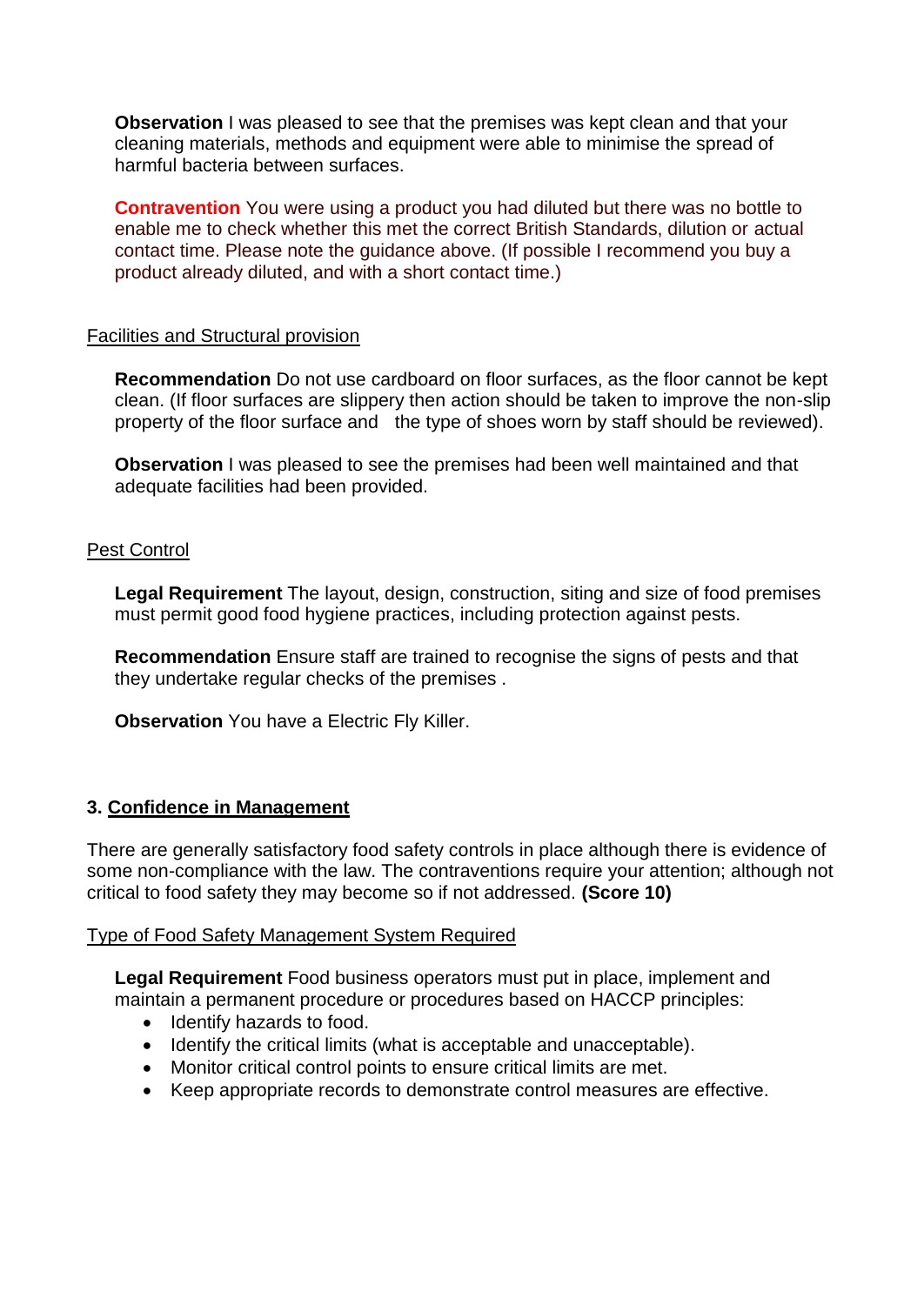**Observation** I was pleased to see that the premises was kept clean and that your cleaning materials, methods and equipment were able to minimise the spread of harmful bacteria between surfaces.

**Contravention** You were using a product you had diluted but there was no bottle to enable me to check whether this met the correct British Standards, dilution or actual contact time. Please note the guidance above. (If possible I recommend you buy a product already diluted, and with a short contact time.)

<u>Facilities and Structural provision</u>

**Recommendation** Do not use cardboard on floor surfaces, as the floor cannot be kept clean. (If floor surfaces are slippery then action should be taken to improve the non-slip property of the floor surface and the type of shoes worn by staff should be reviewed).

**Observation** I was pleased to see the premises had been well maintained and that adequate facilities had been provided.

<u>Pest Control</u>

**Legal Requirement** The layout, design, construction, siting and size of food premises must permit good food hygiene practices, including protection against pests.

**Recommendation** Ensure staff are trained to recognise the signs of pests and that they undertake regular checks of the premises .

**Observation** You have a Electric Fly Killer.

## 3. Confidence in Management

There are generally satisfactory food safety controls in place although there is evidence of some non-compliance with the law. The contraventions require your attention; although not critical to food safety they may become so if not addressed. **(Score 10)**

<u>Type of Food Safety Management System Required</u>

**Legal Requirement** Food business operators must put in place, implement and maintain a permanent procedure or procedures based on HACCP principles:

- Identify hazards to food.
- Identify the critical limits (what is acceptable and unacceptable).
- Monitor critical control points to ensure critical limits are met.
- Keep appropriate records to demonstrate control measures are effective.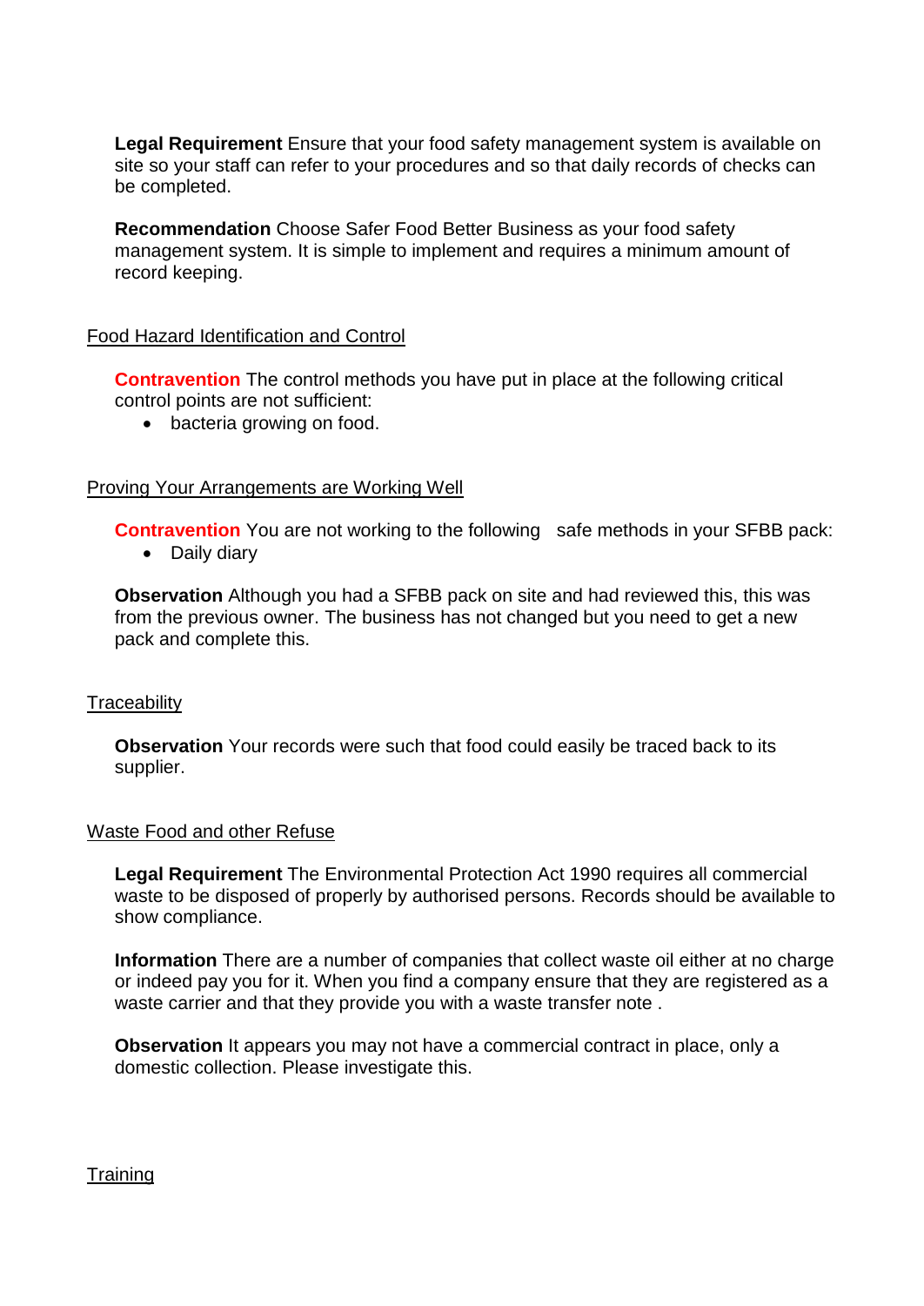**Legal Requirement** Ensure that your food safety management system is available on site so your staff can refer to your procedures and so that daily records of checks can be completed.

**Recommendation** Choose Safer Food Better Business as your food safety management system. It is simple to implement and requires a minimum amount of record keeping.

Food Hazard Identification and Control

**Contravention** The control methods you have put in place at the following critical control points are not sufficient:

- bacteria growing on food.

Proving Your Arrangements are Working Well

**Contravention** You are not working to the following safe methods in your SFBB pack:

- Daily diary

**Observation** Although you had a SFBB pack on site and had reviewed this, this was from the previous owner. The business has not changed but you need to get a new pack and complete this.

Traceability

**Observation** Your records were such that food could easily be traced back to its supplier.

Waste Food and other Refuse

**Legal Requirement** The Environmental Protection Act 1990 requires all commercial waste to be disposed of properly by authorised persons. Records should be available to show compliance.

**Information** There are a number of companies that collect waste oil either at no charge or indeed pay you for it. When you find a company ensure that they are registered as a waste carrier and that they provide you with a waste transfer note .

**Observation** It appears you may not have a commercial contract in place, only a domestic collection. Please investigate this.

Training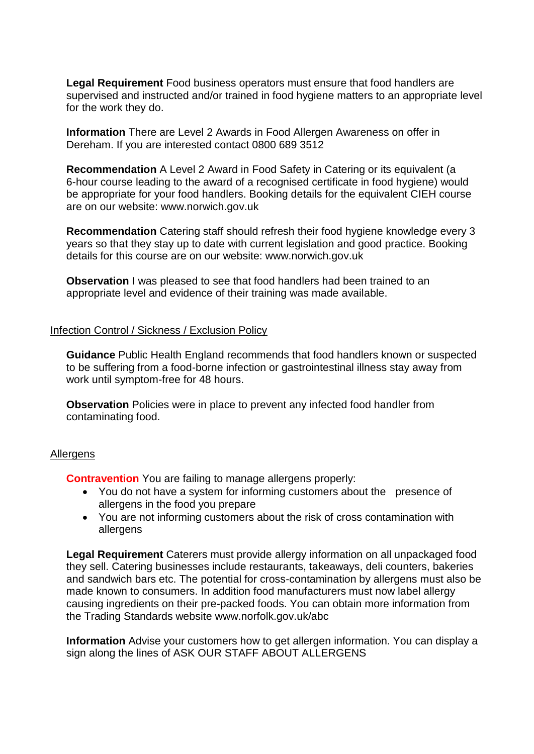**Legal Requirement** Food business operators must ensure that food handlers are supervised and instructed and/or trained in food hygiene matters to an appropriate level for the work they do.

**Information** There are Level 2 Awards in Food Allergen Awareness on offer in Dereham. If you are interested contact 0800 689 3512

**Recommendation** A Level 2 Award in Food Safety in Catering or its equivalent (a 6-hour course leading to the award of a recognised certificate in food hygiene) would be appropriate for your food handlers. Booking details for the equivalent CIEH course are on our website: www.norwich.gov.uk

**Recommendation** Catering staff should refresh their food hygiene knowledge every 3 years so that they stay up to date with current legislation and good practice. Booking details for this course are on our website: www.norwich.gov.uk

**Observation** I was pleased to see that food handlers had been trained to an appropriate level and evidence of their training was made available.

<u>Infection Control / Sickness / Exclusion Policy</u>

**Guidance** Public Health England recommends that food handlers known or suspected to be suffering from a food-borne infection or gastrointestinal illness stay away from work until symptom-free for 48 hours.

**Observation** Policies were in place to prevent any infected food handler from contaminating food.

<u>Allergens</u>

**Contravention** You are failing to manage allergens properly:

- You do not have a system for informing customers about the presence of allergens in the food you prepare
- You are not informing customers about the risk of cross contamination with allergens

**Legal Requirement** Caterers must provide allergy information on all unpackaged food they sell. Catering businesses include restaurants, takeaways, deli counters, bakeries and sandwich bars etc. The potential for cross-contamination by allergens must also be made known to consumers. In addition food manufacturers must now label allergy causing ingredients on their pre-packed foods. You can obtain more information from the Trading Standards website www.norfolk.gov.uk/abc

**Information** Advise your customers how to get allergen information. You can display a sign along the lines of ASK OUR STAFF ABOUT ALLERGENS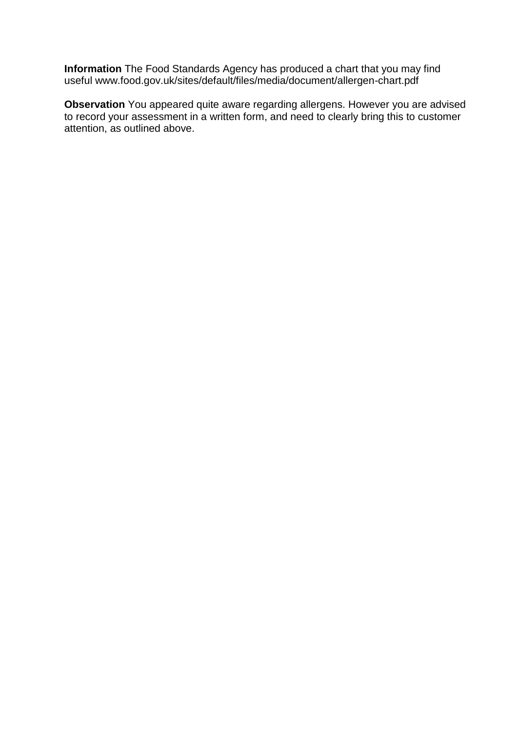**Information** The Food Standards Agency has produced a chart that you may find useful www.food.gov.uk/sites/default/files/media/document/allergen-chart.pdf

**Observation** You appeared quite aware regarding allergens. However you are advised to record your assessment in a written form, and need to clearly bring this to customer attention, as outlined above.